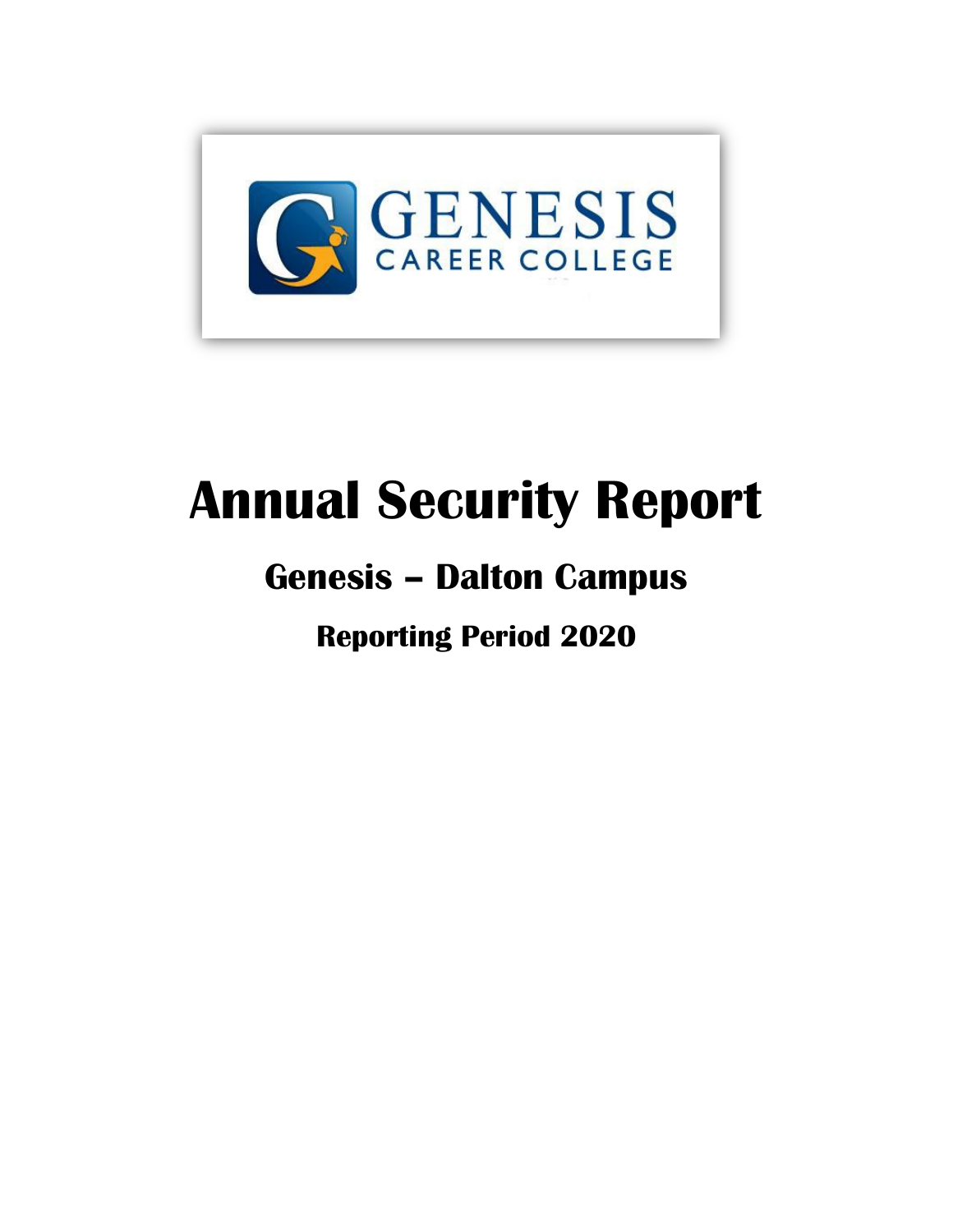GENESIS
CAREER COLLEGE

# Annual Security Report

## Genesis – Dalton Campus

### Reporting Period 2020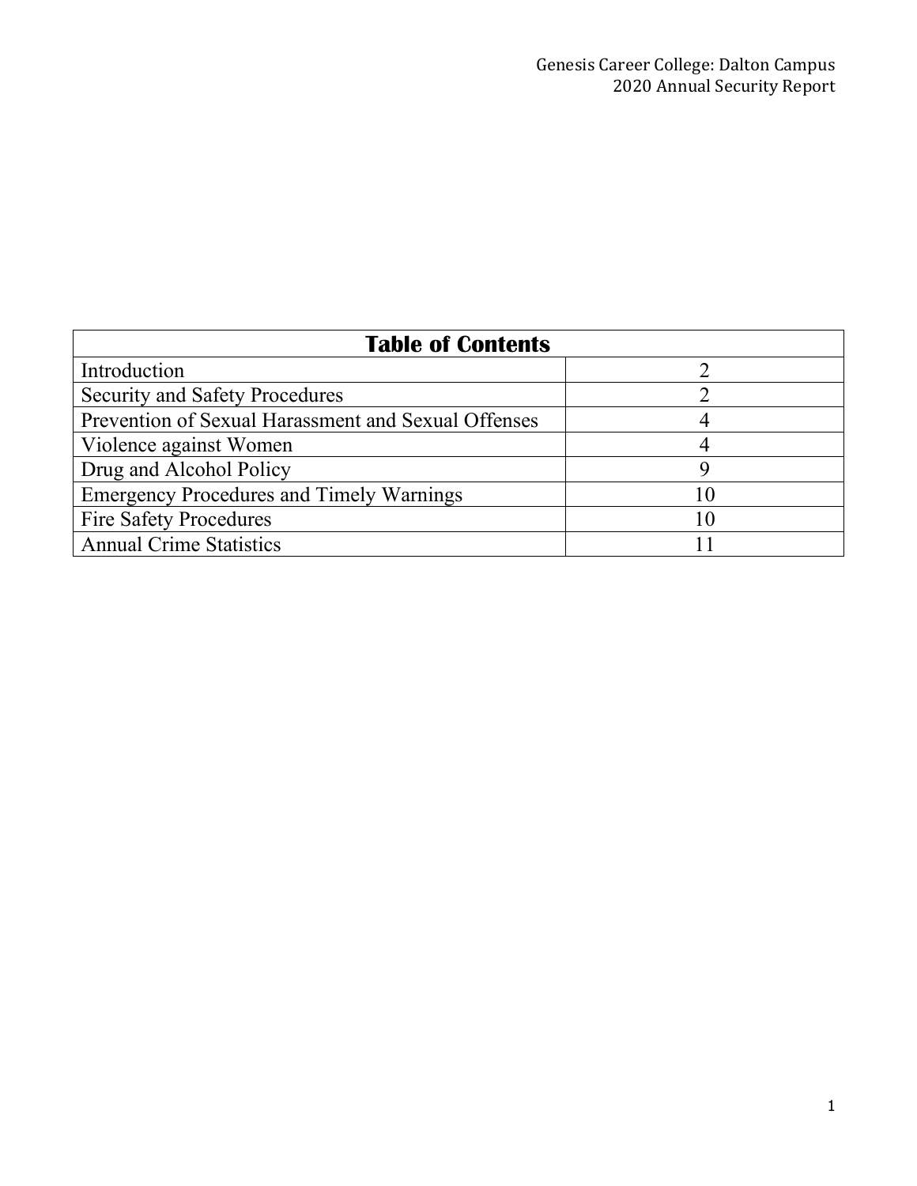| Table of Contents | |
| --- | --- |
| Introduction | 2 |
| Security and Safety Procedures | 2 |
| Prevention of Sexual Harassment and Sexual Offenses | 4 |
| Violence against Women | 4 |
| Drug and Alcohol Policy | 9 |
| Emergency Procedures and Timely Warnings | 10 |
| Fire Safety Procedures | 10 |
| Annual Crime Statistics | 11 |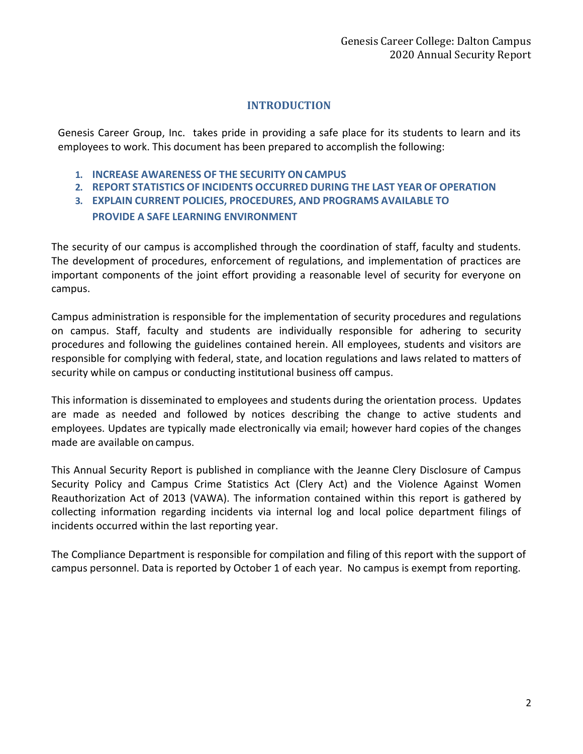## INTRODUCTION

Genesis Career Group, Inc. takes pride in providing a safe place for its students to learn and its employees to work. This document has been prepared to accomplish the following:

1. **INCREASE AWARENESS OF THE SECURITY ON CAMPUS**
2. **REPORT STATISTICS OF INCIDENTS OCCURRED DURING THE LAST YEAR OF OPERATION**
3. **EXPLAIN CURRENT POLICIES, PROCEDURES, AND PROGRAMS AVAILABLE TO PROVIDE A SAFE LEARNING ENVIRONMENT**

The security of our campus is accomplished through the coordination of staff, faculty and students. The development of procedures, enforcement of regulations, and implementation of practices are important components of the joint effort providing a reasonable level of security for everyone on campus.

Campus administration is responsible for the implementation of security procedures and regulations on campus. Staff, faculty and students are individually responsible for adhering to security procedures and following the guidelines contained herein. All employees, students and visitors are responsible for complying with federal, state, and location regulations and laws related to matters of security while on campus or conducting institutional business off campus.

This information is disseminated to employees and students during the orientation process. Updates are made as needed and followed by notices describing the change to active students and employees. Updates are typically made electronically via email; however hard copies of the changes made are available on campus.

This Annual Security Report is published in compliance with the Jeanne Clery Disclosure of Campus Security Policy and Campus Crime Statistics Act (Clery Act) and the Violence Against Women Reauthorization Act of 2013 (VAWA). The information contained within this report is gathered by collecting information regarding incidents via internal log and local police department filings of incidents occurred within the last reporting year.

The Compliance Department is responsible for compilation and filing of this report with the support of campus personnel. Data is reported by October 1 of each year. No campus is exempt from reporting.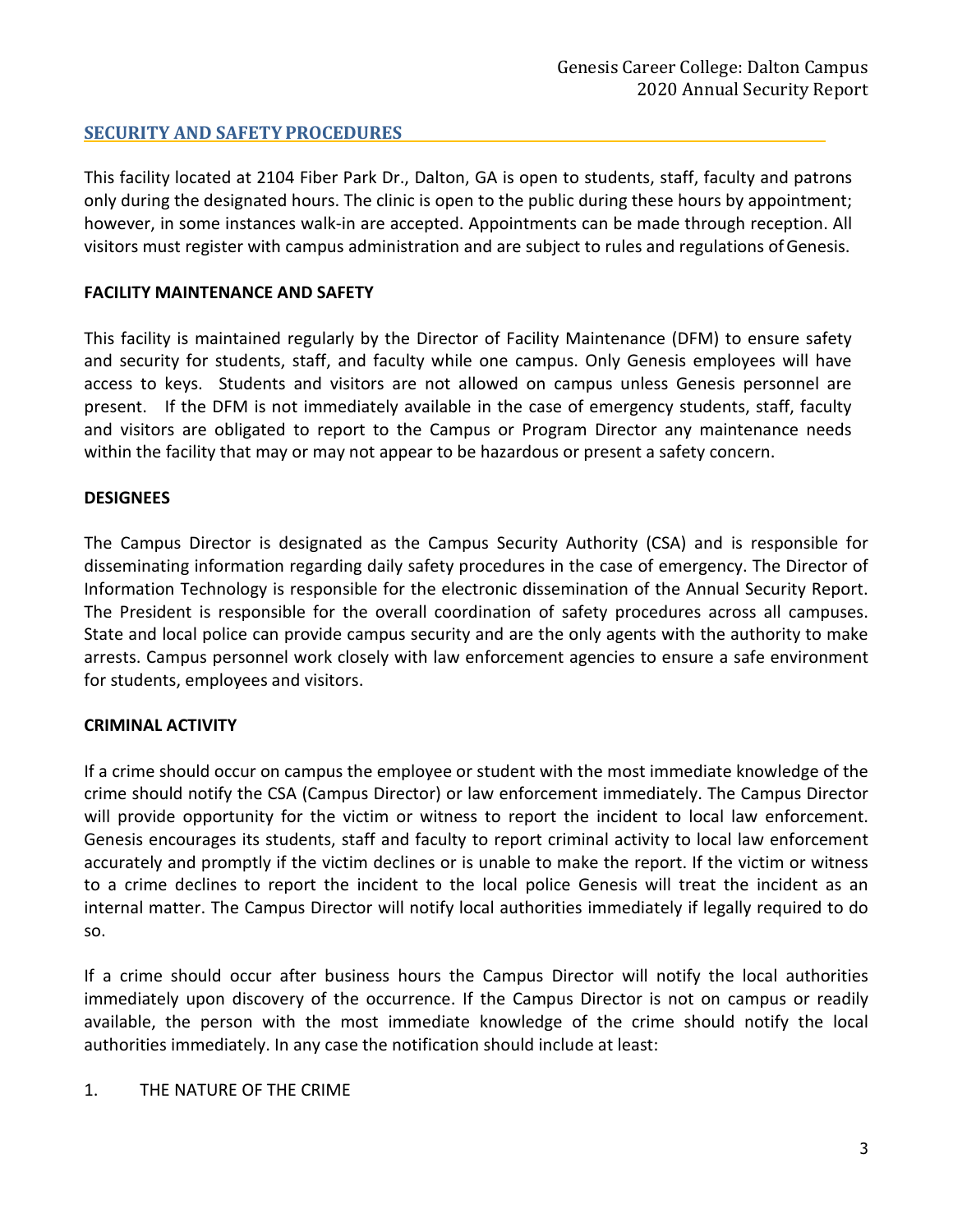## SECURITY AND SAFETY PROCEDURES

This facility located at 2104 Fiber Park Dr., Dalton, GA is open to students, staff, faculty and patrons only during the designated hours. The clinic is open to the public during these hours by appointment; however, in some instances walk-in are accepted. Appointments can be made through reception. All visitors must register with campus administration and are subject to rules and regulations of Genesis.

### FACILITY MAINTENANCE AND SAFETY

This facility is maintained regularly by the Director of Facility Maintenance (DFM) to ensure safety and security for students, staff, and faculty while one campus. Only Genesis employees will have access to keys. Students and visitors are not allowed on campus unless Genesis personnel are present. If the DFM is not immediately available in the case of emergency students, staff, faculty and visitors are obligated to report to the Campus or Program Director any maintenance needs within the facility that may or may not appear to be hazardous or present a safety concern.

### DESIGNEES

The Campus Director is designated as the Campus Security Authority (CSA) and is responsible for disseminating information regarding daily safety procedures in the case of emergency. The Director of Information Technology is responsible for the electronic dissemination of the Annual Security Report. The President is responsible for the overall coordination of safety procedures across all campuses. State and local police can provide campus security and are the only agents with the authority to make arrests. Campus personnel work closely with law enforcement agencies to ensure a safe environment for students, employees and visitors.

### CRIMINAL ACTIVITY

If a crime should occur on campus the employee or student with the most immediate knowledge of the crime should notify the CSA (Campus Director) or law enforcement immediately. The Campus Director will provide opportunity for the victim or witness to report the incident to local law enforcement. Genesis encourages its students, staff and faculty to report criminal activity to local law enforcement accurately and promptly if the victim declines or is unable to make the report. If the victim or witness to a crime declines to report the incident to the local police Genesis will treat the incident as an internal matter. The Campus Director will notify local authorities immediately if legally required to do so.

If a crime should occur after business hours the Campus Director will notify the local authorities immediately upon discovery of the occurrence. If the Campus Director is not on campus or readily available, the person with the most immediate knowledge of the crime should notify the local authorities immediately. In any case the notification should include at least:

1. THE NATURE OF THE CRIME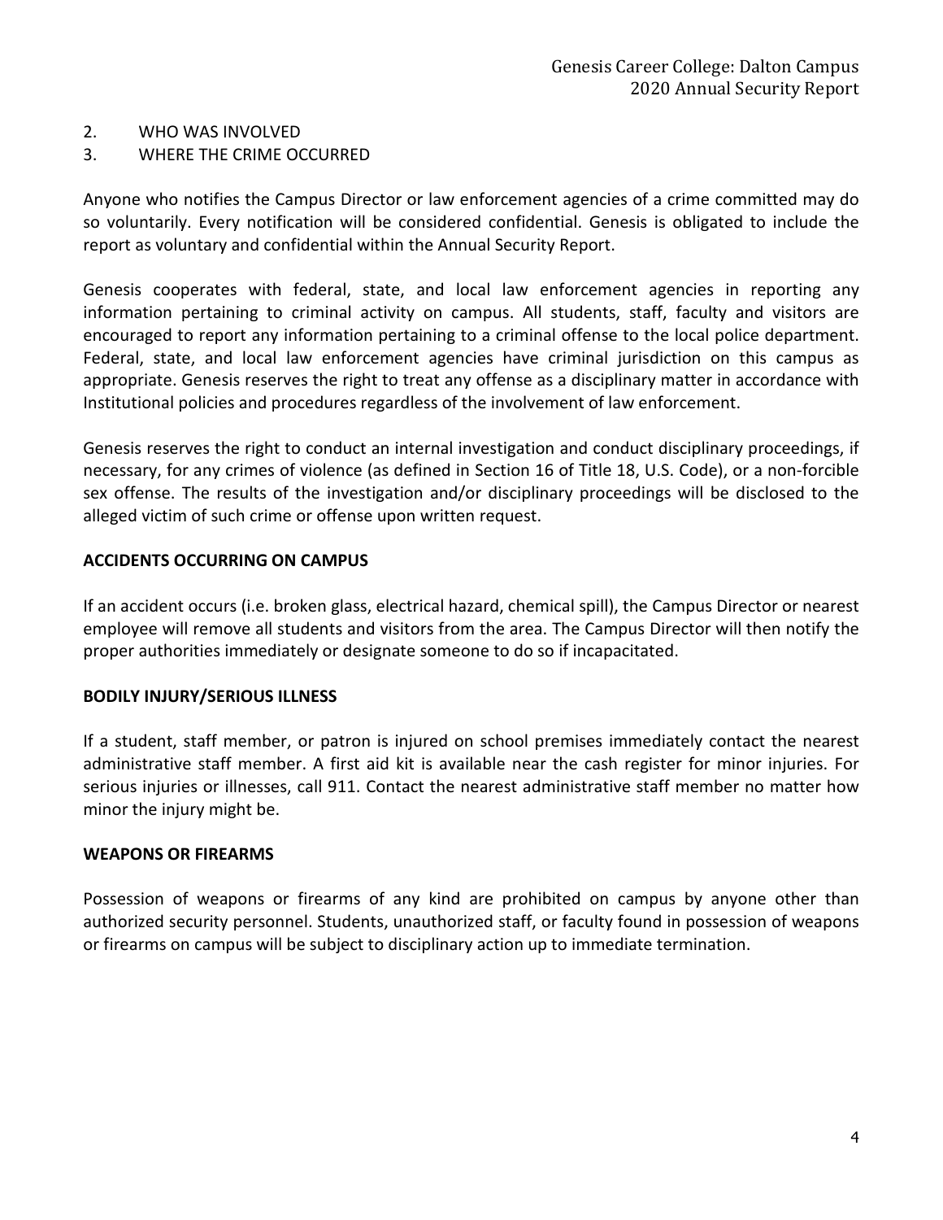2. WHO WAS INVOLVED
3. WHERE THE CRIME OCCURRED

Anyone who notifies the Campus Director or law enforcement agencies of a crime committed may do so voluntarily. Every notification will be considered confidential. Genesis is obligated to include the report as voluntary and confidential within the Annual Security Report.

Genesis cooperates with federal, state, and local law enforcement agencies in reporting any information pertaining to criminal activity on campus. All students, staff, faculty and visitors are encouraged to report any information pertaining to a criminal offense to the local police department. Federal, state, and local law enforcement agencies have criminal jurisdiction on this campus as appropriate. Genesis reserves the right to treat any offense as a disciplinary matter in accordance with Institutional policies and procedures regardless of the involvement of law enforcement.

Genesis reserves the right to conduct an internal investigation and conduct disciplinary proceedings, if necessary, for any crimes of violence (as defined in Section 16 of Title 18, U.S. Code), or a non-forcible sex offense. The results of the investigation and/or disciplinary proceedings will be disclosed to the alleged victim of such crime or offense upon written request.

**ACCIDENTS OCCURRING ON CAMPUS**

If an accident occurs (i.e. broken glass, electrical hazard, chemical spill), the Campus Director or nearest employee will remove all students and visitors from the area. The Campus Director will then notify the proper authorities immediately or designate someone to do so if incapacitated.

**BODILY INJURY/SERIOUS ILLNESS**

If a student, staff member, or patron is injured on school premises immediately contact the nearest administrative staff member. A first aid kit is available near the cash register for minor injuries. For serious injuries or illnesses, call 911. Contact the nearest administrative staff member no matter how minor the injury might be.

**WEAPONS OR FIREARMS**

Possession of weapons or firearms of any kind are prohibited on campus by anyone other than authorized security personnel. Students, unauthorized staff, or faculty found in possession of weapons or firearms on campus will be subject to disciplinary action up to immediate termination.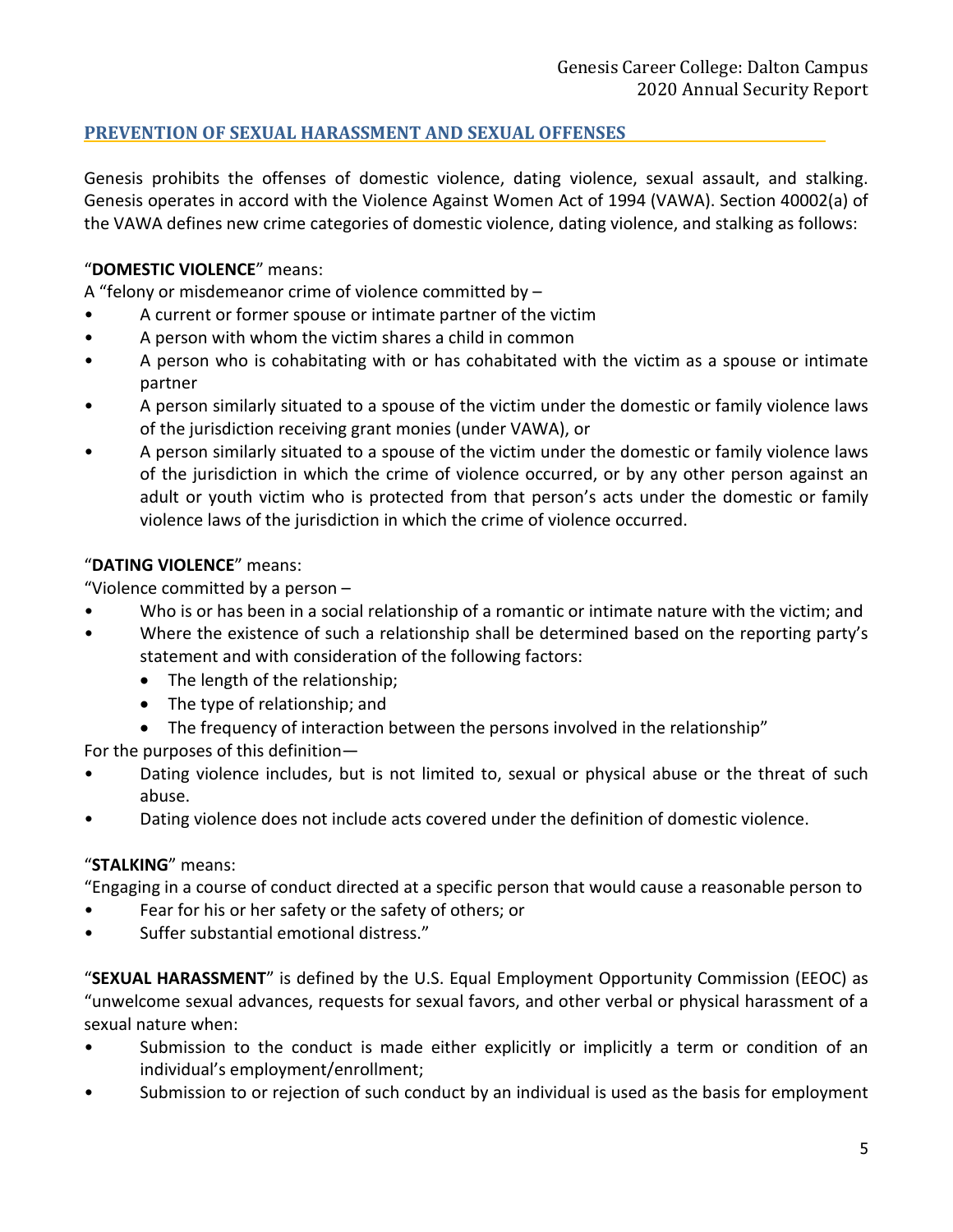## PREVENTION OF SEXUAL HARASSMENT AND SEXUAL OFFENSES

Genesis prohibits the offenses of domestic violence, dating violence, sexual assault, and stalking. Genesis operates in accord with the Violence Against Women Act of 1994 (VAWA). Section 40002(a) of the VAWA defines new crime categories of domestic violence, dating violence, and stalking as follows:

"**DOMESTIC VIOLENCE**" means:

A "felony or misdemeanor crime of violence committed by –

- A current or former spouse or intimate partner of the victim
- A person with whom the victim shares a child in common
- A person who is cohabitating with or has cohabitated with the victim as a spouse or intimate partner
- A person similarly situated to a spouse of the victim under the domestic or family violence laws of the jurisdiction receiving grant monies (under VAWA), or
- A person similarly situated to a spouse of the victim under the domestic or family violence laws of the jurisdiction in which the crime of violence occurred, or by any other person against an adult or youth victim who is protected from that person's acts under the domestic or family violence laws of the jurisdiction in which the crime of violence occurred.

"**DATING VIOLENCE**" means:

"Violence committed by a person –

- Who is or has been in a social relationship of a romantic or intimate nature with the victim; and
- Where the existence of such a relationship shall be determined based on the reporting party's statement and with consideration of the following factors:
  - The length of the relationship;
  - The type of relationship; and
  - The frequency of interaction between the persons involved in the relationship"

For the purposes of this definition—

- Dating violence includes, but is not limited to, sexual or physical abuse or the threat of such abuse.
- Dating violence does not include acts covered under the definition of domestic violence.

"**STALKING**" means:

"Engaging in a course of conduct directed at a specific person that would cause a reasonable person to

- Fear for his or her safety or the safety of others; or
- Suffer substantial emotional distress."

"**SEXUAL HARASSMENT**" is defined by the U.S. Equal Employment Opportunity Commission (EEOC) as "unwelcome sexual advances, requests for sexual favors, and other verbal or physical harassment of a sexual nature when:

- Submission to the conduct is made either explicitly or implicitly a term or condition of an individual's employment/enrollment;
- Submission to or rejection of such conduct by an individual is used as the basis for employment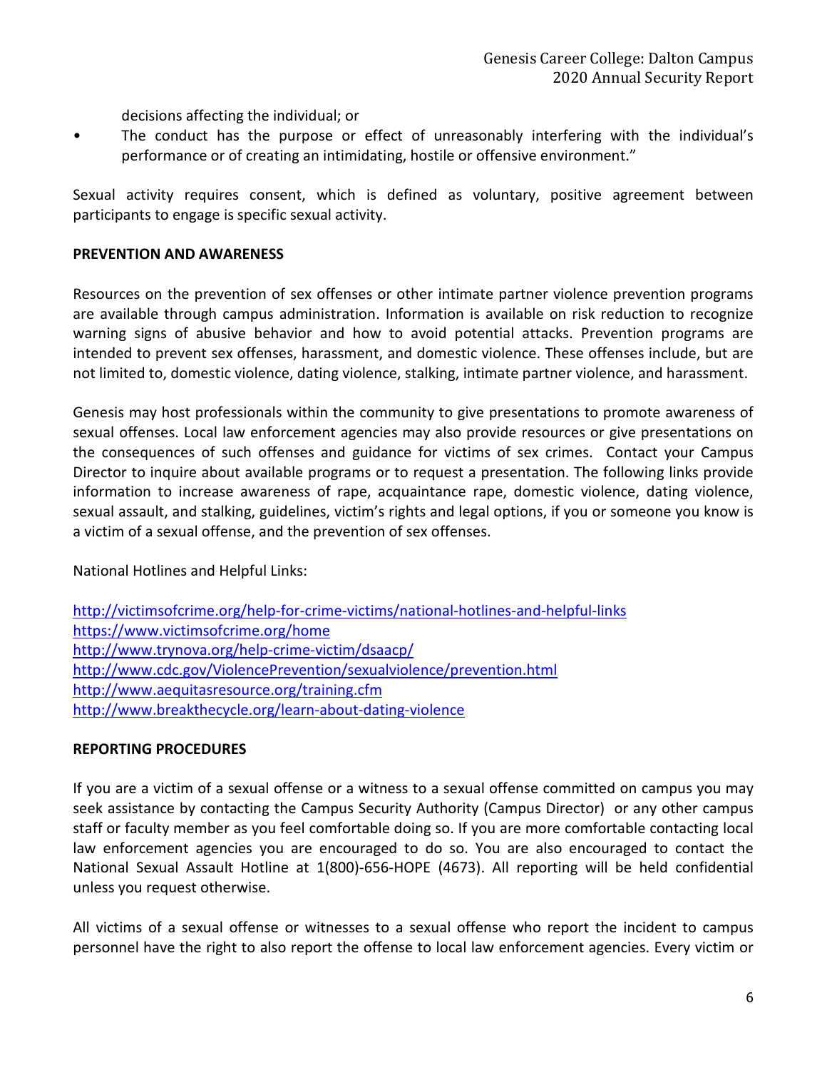decisions affecting the individual; or

- The conduct has the purpose or effect of unreasonably interfering with the individual's performance or of creating an intimidating, hostile or offensive environment."

Sexual activity requires consent, which is defined as voluntary, positive agreement between participants to engage is specific sexual activity.

**PREVENTION AND AWARENESS**

Resources on the prevention of sex offenses or other intimate partner violence prevention programs are available through campus administration. Information is available on risk reduction to recognize warning signs of abusive behavior and how to avoid potential attacks. Prevention programs are intended to prevent sex offenses, harassment, and domestic violence. These offenses include, but are not limited to, domestic violence, dating violence, stalking, intimate partner violence, and harassment.

Genesis may host professionals within the community to give presentations to promote awareness of sexual offenses. Local law enforcement agencies may also provide resources or give presentations on the consequences of such offenses and guidance for victims of sex crimes. Contact your Campus Director to inquire about available programs or to request a presentation. The following links provide information to increase awareness of rape, acquaintance rape, domestic violence, dating violence, sexual assault, and stalking, guidelines, victim's rights and legal options, if you or someone you know is a victim of a sexual offense, and the prevention of sex offenses.

National Hotlines and Helpful Links:

http://victimsofcrime.org/help-for-crime-victims/national-hotlines-and-helpful-links
https://www.victimsofcrime.org/home
http://www.trynova.org/help-crime-victim/dsaacp/
http://www.cdc.gov/ViolencePrevention/sexualviolence/prevention.html
http://www.aequitasresource.org/training.cfm
http://www.breakthecycle.org/learn-about-dating-violence

**REPORTING PROCEDURES**

If you are a victim of a sexual offense or a witness to a sexual offense committed on campus you may seek assistance by contacting the Campus Security Authority (Campus Director) or any other campus staff or faculty member as you feel comfortable doing so. If you are more comfortable contacting local law enforcement agencies you are encouraged to do so. You are also encouraged to contact the National Sexual Assault Hotline at 1(800)-656-HOPE (4673). All reporting will be held confidential unless you request otherwise.

All victims of a sexual offense or witnesses to a sexual offense who report the incident to campus personnel have the right to also report the offense to local law enforcement agencies. Every victim or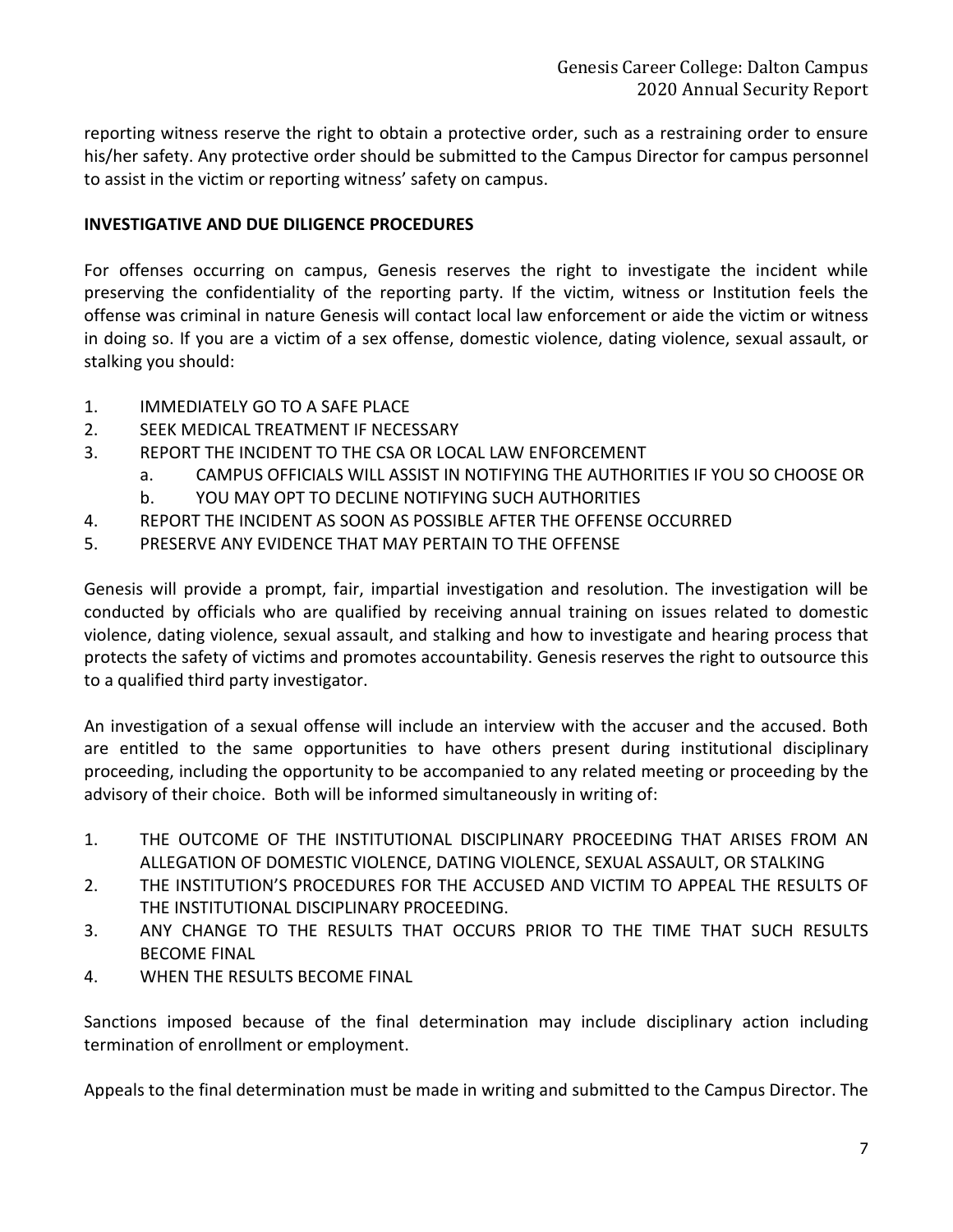reporting witness reserve the right to obtain a protective order, such as a restraining order to ensure his/her safety. Any protective order should be submitted to the Campus Director for campus personnel to assist in the victim or reporting witness' safety on campus.

**INVESTIGATIVE AND DUE DILIGENCE PROCEDURES**

For offenses occurring on campus, Genesis reserves the right to investigate the incident while preserving the confidentiality of the reporting party. If the victim, witness or Institution feels the offense was criminal in nature Genesis will contact local law enforcement or aide the victim or witness in doing so. If you are a victim of a sex offense, domestic violence, dating violence, sexual assault, or stalking you should:

1. IMMEDIATELY GO TO A SAFE PLACE
2. SEEK MEDICAL TREATMENT IF NECESSARY
3. REPORT THE INCIDENT TO THE CSA OR LOCAL LAW ENFORCEMENT
   a. CAMPUS OFFICIALS WILL ASSIST IN NOTIFYING THE AUTHORITIES IF YOU SO CHOOSE OR
   b. YOU MAY OPT TO DECLINE NOTIFYING SUCH AUTHORITIES
4. REPORT THE INCIDENT AS SOON AS POSSIBLE AFTER THE OFFENSE OCCURRED
5. PRESERVE ANY EVIDENCE THAT MAY PERTAIN TO THE OFFENSE

Genesis will provide a prompt, fair, impartial investigation and resolution. The investigation will be conducted by officials who are qualified by receiving annual training on issues related to domestic violence, dating violence, sexual assault, and stalking and how to investigate and hearing process that protects the safety of victims and promotes accountability. Genesis reserves the right to outsource this to a qualified third party investigator.

An investigation of a sexual offense will include an interview with the accuser and the accused. Both are entitled to the same opportunities to have others present during institutional disciplinary proceeding, including the opportunity to be accompanied to any related meeting or proceeding by the advisory of their choice. Both will be informed simultaneously in writing of:

1. THE OUTCOME OF THE INSTITUTIONAL DISCIPLINARY PROCEEDING THAT ARISES FROM AN ALLEGATION OF DOMESTIC VIOLENCE, DATING VIOLENCE, SEXUAL ASSAULT, OR STALKING
2. THE INSTITUTION'S PROCEDURES FOR THE ACCUSED AND VICTIM TO APPEAL THE RESULTS OF THE INSTITUTIONAL DISCIPLINARY PROCEEDING.
3. ANY CHANGE TO THE RESULTS THAT OCCURS PRIOR TO THE TIME THAT SUCH RESULTS BECOME FINAL
4. WHEN THE RESULTS BECOME FINAL

Sanctions imposed because of the final determination may include disciplinary action including termination of enrollment or employment.

Appeals to the final determination must be made in writing and submitted to the Campus Director. The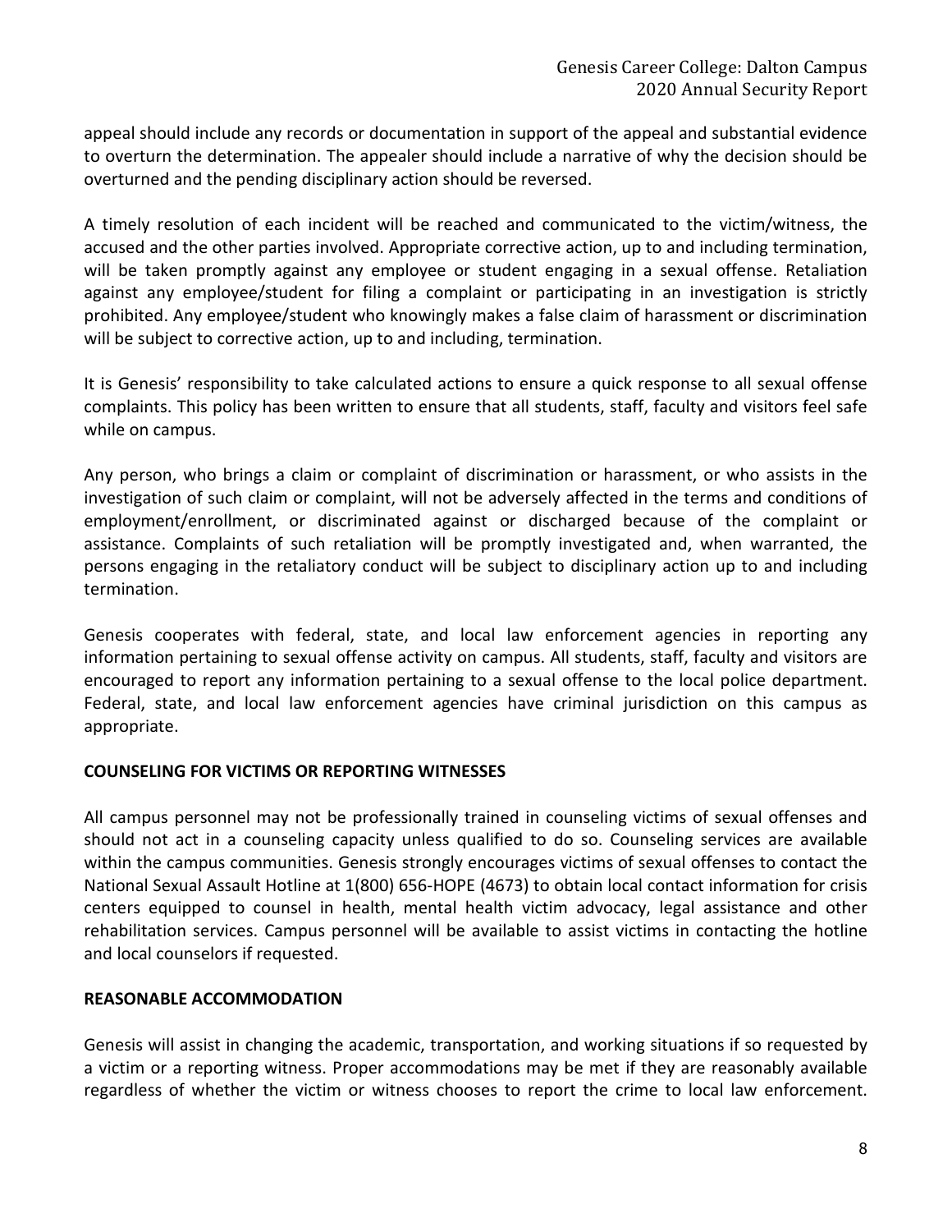appeal should include any records or documentation in support of the appeal and substantial evidence to overturn the determination. The appealer should include a narrative of why the decision should be overturned and the pending disciplinary action should be reversed.

A timely resolution of each incident will be reached and communicated to the victim/witness, the accused and the other parties involved. Appropriate corrective action, up to and including termination, will be taken promptly against any employee or student engaging in a sexual offense. Retaliation against any employee/student for filing a complaint or participating in an investigation is strictly prohibited. Any employee/student who knowingly makes a false claim of harassment or discrimination will be subject to corrective action, up to and including, termination.

It is Genesis' responsibility to take calculated actions to ensure a quick response to all sexual offense complaints. This policy has been written to ensure that all students, staff, faculty and visitors feel safe while on campus.

Any person, who brings a claim or complaint of discrimination or harassment, or who assists in the investigation of such claim or complaint, will not be adversely affected in the terms and conditions of employment/enrollment, or discriminated against or discharged because of the complaint or assistance. Complaints of such retaliation will be promptly investigated and, when warranted, the persons engaging in the retaliatory conduct will be subject to disciplinary action up to and including termination.

Genesis cooperates with federal, state, and local law enforcement agencies in reporting any information pertaining to sexual offense activity on campus. All students, staff, faculty and visitors are encouraged to report any information pertaining to a sexual offense to the local police department. Federal, state, and local law enforcement agencies have criminal jurisdiction on this campus as appropriate.

**COUNSELING FOR VICTIMS OR REPORTING WITNESSES**

All campus personnel may not be professionally trained in counseling victims of sexual offenses and should not act in a counseling capacity unless qualified to do so. Counseling services are available within the campus communities. Genesis strongly encourages victims of sexual offenses to contact the National Sexual Assault Hotline at 1(800) 656-HOPE (4673) to obtain local contact information for crisis centers equipped to counsel in health, mental health victim advocacy, legal assistance and other rehabilitation services. Campus personnel will be available to assist victims in contacting the hotline and local counselors if requested.

**REASONABLE ACCOMMODATION**

Genesis will assist in changing the academic, transportation, and working situations if so requested by a victim or a reporting witness. Proper accommodations may be met if they are reasonably available regardless of whether the victim or witness chooses to report the crime to local law enforcement.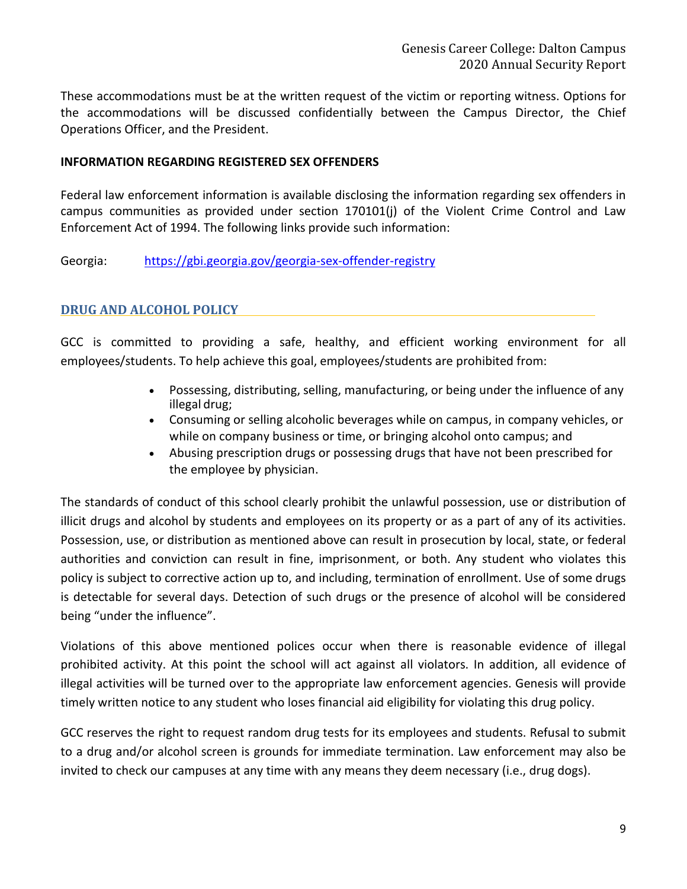These accommodations must be at the written request of the victim or reporting witness. Options for the accommodations will be discussed confidentially between the Campus Director, the Chief Operations Officer, and the President.

**INFORMATION REGARDING REGISTERED SEX OFFENDERS**

Federal law enforcement information is available disclosing the information regarding sex offenders in campus communities as provided under section 170101(j) of the Violent Crime Control and Law Enforcement Act of 1994. The following links provide such information:

Georgia: https://gbi.georgia.gov/georgia-sex-offender-registry

## DRUG AND ALCOHOL POLICY

GCC is committed to providing a safe, healthy, and efficient working environment for all employees/students. To help achieve this goal, employees/students are prohibited from:

- Possessing, distributing, selling, manufacturing, or being under the influence of any illegal drug;
- Consuming or selling alcoholic beverages while on campus, in company vehicles, or while on company business or time, or bringing alcohol onto campus; and
- Abusing prescription drugs or possessing drugs that have not been prescribed for the employee by physician.

The standards of conduct of this school clearly prohibit the unlawful possession, use or distribution of illicit drugs and alcohol by students and employees on its property or as a part of any of its activities. Possession, use, or distribution as mentioned above can result in prosecution by local, state, or federal authorities and conviction can result in fine, imprisonment, or both. Any student who violates this policy is subject to corrective action up to, and including, termination of enrollment. Use of some drugs is detectable for several days. Detection of such drugs or the presence of alcohol will be considered being "under the influence".

Violations of this above mentioned polices occur when there is reasonable evidence of illegal prohibited activity. At this point the school will act against all violators. In addition, all evidence of illegal activities will be turned over to the appropriate law enforcement agencies. Genesis will provide timely written notice to any student who loses financial aid eligibility for violating this drug policy.

GCC reserves the right to request random drug tests for its employees and students. Refusal to submit to a drug and/or alcohol screen is grounds for immediate termination. Law enforcement may also be invited to check our campuses at any time with any means they deem necessary (i.e., drug dogs).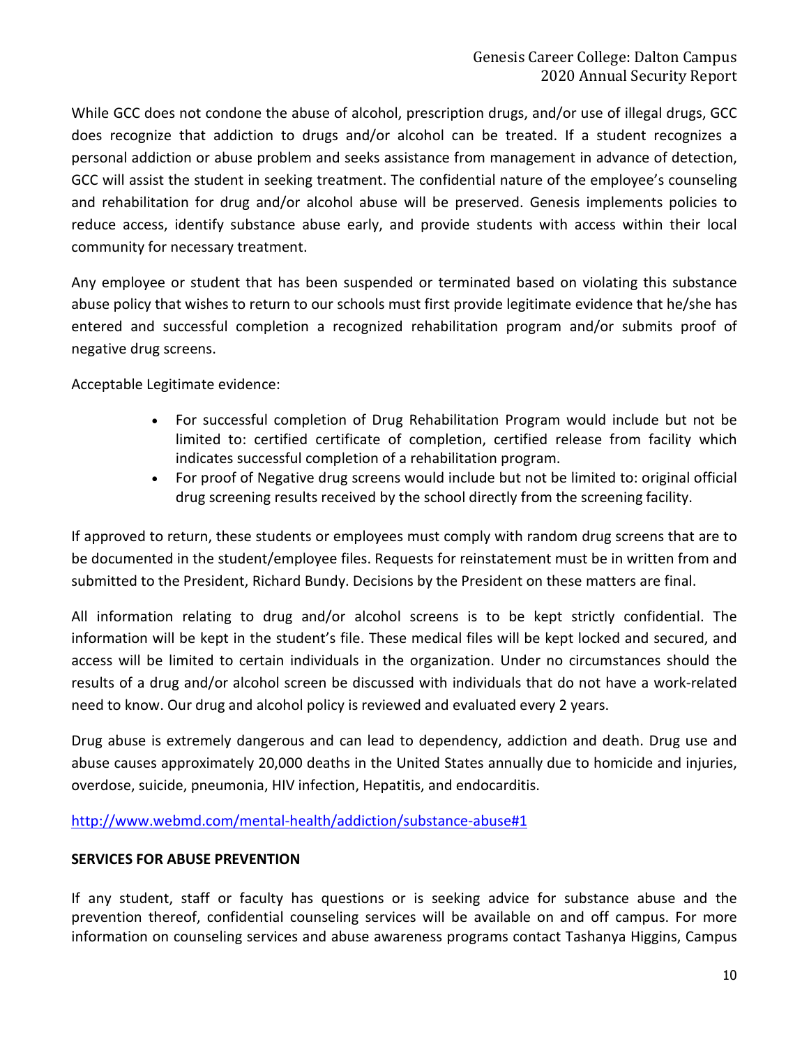While GCC does not condone the abuse of alcohol, prescription drugs, and/or use of illegal drugs, GCC does recognize that addiction to drugs and/or alcohol can be treated. If a student recognizes a personal addiction or abuse problem and seeks assistance from management in advance of detection, GCC will assist the student in seeking treatment. The confidential nature of the employee's counseling and rehabilitation for drug and/or alcohol abuse will be preserved. Genesis implements policies to reduce access, identify substance abuse early, and provide students with access within their local community for necessary treatment.

Any employee or student that has been suspended or terminated based on violating this substance abuse policy that wishes to return to our schools must first provide legitimate evidence that he/she has entered and successful completion a recognized rehabilitation program and/or submits proof of negative drug screens.

Acceptable Legitimate evidence:

- For successful completion of Drug Rehabilitation Program would include but not be limited to: certified certificate of completion, certified release from facility which indicates successful completion of a rehabilitation program.
- For proof of Negative drug screens would include but not be limited to: original official drug screening results received by the school directly from the screening facility.

If approved to return, these students or employees must comply with random drug screens that are to be documented in the student/employee files. Requests for reinstatement must be in written from and submitted to the President, Richard Bundy. Decisions by the President on these matters are final.

All information relating to drug and/or alcohol screens is to be kept strictly confidential. The information will be kept in the student's file. These medical files will be kept locked and secured, and access will be limited to certain individuals in the organization. Under no circumstances should the results of a drug and/or alcohol screen be discussed with individuals that do not have a work-related need to know. Our drug and alcohol policy is reviewed and evaluated every 2 years.

Drug abuse is extremely dangerous and can lead to dependency, addiction and death. Drug use and abuse causes approximately 20,000 deaths in the United States annually due to homicide and injuries, overdose, suicide, pneumonia, HIV infection, Hepatitis, and endocarditis.

http://www.webmd.com/mental-health/addiction/substance-abuse#1

**SERVICES FOR ABUSE PREVENTION**

If any student, staff or faculty has questions or is seeking advice for substance abuse and the prevention thereof, confidential counseling services will be available on and off campus. For more information on counseling services and abuse awareness programs contact Tashanya Higgins, Campus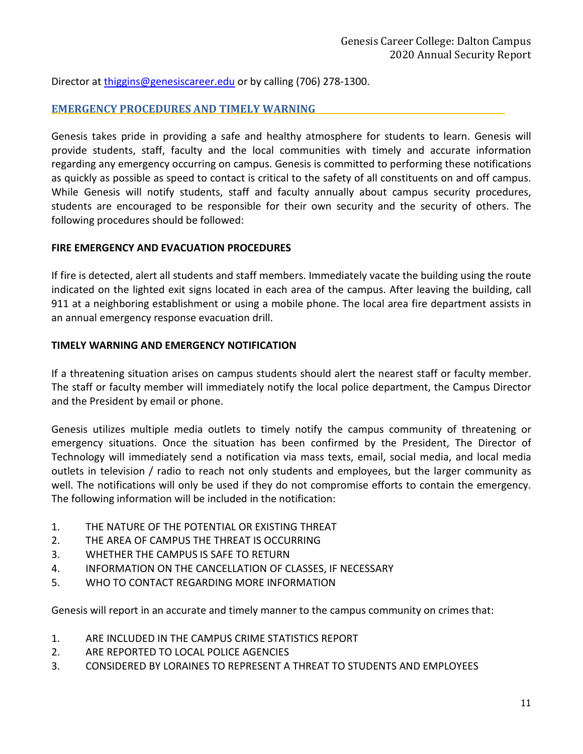Director at [thiggins@genesiscareer.edu](mailto:thiggins@genesiscareer.edu) or by calling (706) 278-1300.

## EMERGENCY PROCEDURES AND TIMELY WARNING

Genesis takes pride in providing a safe and healthy atmosphere for students to learn. Genesis will provide students, staff, faculty and the local communities with timely and accurate information regarding any emergency occurring on campus. Genesis is committed to performing these notifications as quickly as possible as speed to contact is critical to the safety of all constituents on and off campus. While Genesis will notify students, staff and faculty annually about campus security procedures, students are encouraged to be responsible for their own security and the security of others. The following procedures should be followed:

### FIRE EMERGENCY AND EVACUATION PROCEDURES

If fire is detected, alert all students and staff members. Immediately vacate the building using the route indicated on the lighted exit signs located in each area of the campus. After leaving the building, call 911 at a neighboring establishment or using a mobile phone. The local area fire department assists in an annual emergency response evacuation drill.

### TIMELY WARNING AND EMERGENCY NOTIFICATION

If a threatening situation arises on campus students should alert the nearest staff or faculty member. The staff or faculty member will immediately notify the local police department, the Campus Director and the President by email or phone.

Genesis utilizes multiple media outlets to timely notify the campus community of threatening or emergency situations. Once the situation has been confirmed by the President, The Director of Technology will immediately send a notification via mass texts, email, social media, and local media outlets in television / radio to reach not only students and employees, but the larger community as well. The notifications will only be used if they do not compromise efforts to contain the emergency. The following information will be included in the notification:

1. THE NATURE OF THE POTENTIAL OR EXISTING THREAT
2. THE AREA OF CAMPUS THE THREAT IS OCCURRING
3. WHETHER THE CAMPUS IS SAFE TO RETURN
4. INFORMATION ON THE CANCELLATION OF CLASSES, IF NECESSARY
5. WHO TO CONTACT REGARDING MORE INFORMATION

Genesis will report in an accurate and timely manner to the campus community on crimes that:

1. ARE INCLUDED IN THE CAMPUS CRIME STATISTICS REPORT
2. ARE REPORTED TO LOCAL POLICE AGENCIES
3. CONSIDERED BY LORAINES TO REPRESENT A THREAT TO STUDENTS AND EMPLOYEES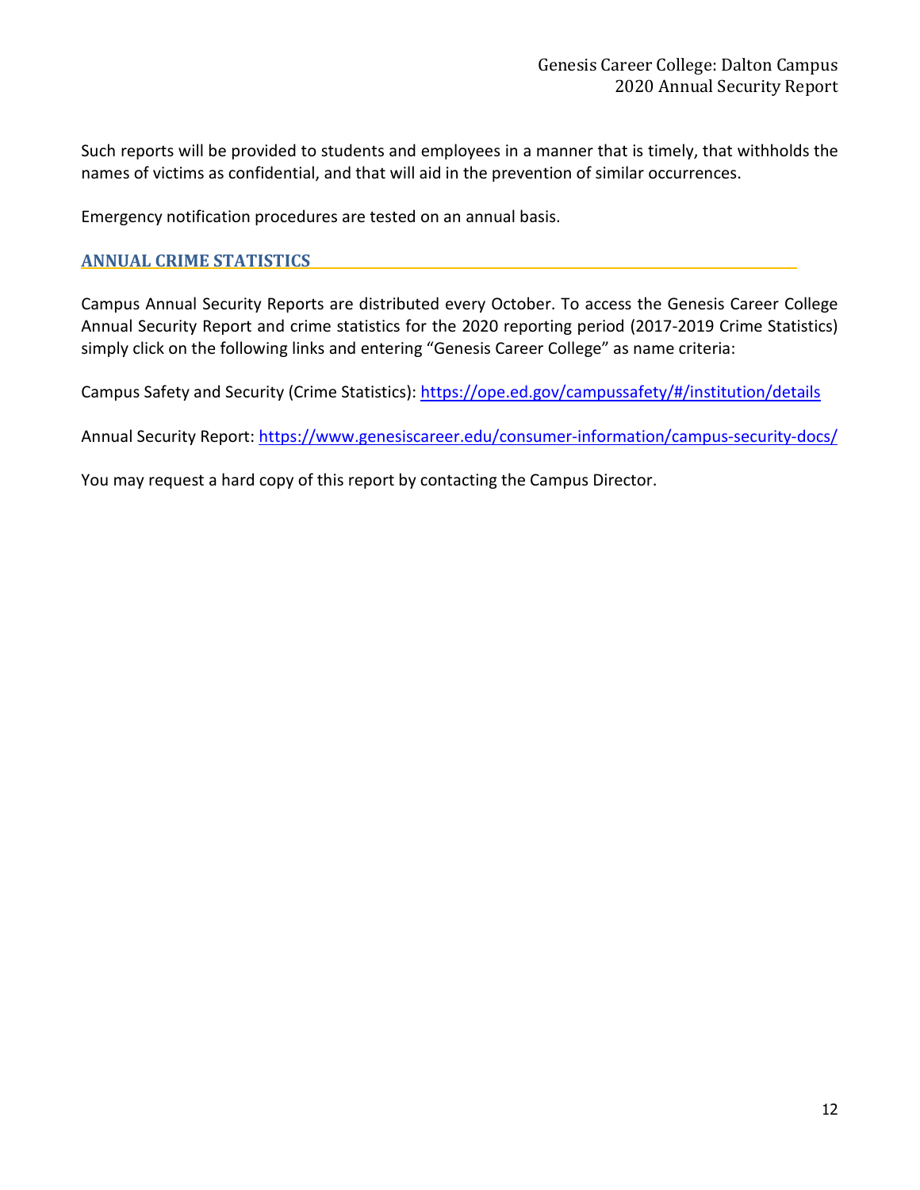Such reports will be provided to students and employees in a manner that is timely, that withholds the names of victims as confidential, and that will aid in the prevention of similar occurrences.

Emergency notification procedures are tested on an annual basis.

## ANNUAL CRIME STATISTICS

Campus Annual Security Reports are distributed every October. To access the Genesis Career College Annual Security Report and crime statistics for the 2020 reporting period (2017-2019 Crime Statistics) simply click on the following links and entering "Genesis Career College" as name criteria:

Campus Safety and Security (Crime Statistics): https://ope.ed.gov/campussafety/#/institution/details

Annual Security Report: https://www.genesiscareer.edu/consumer-information/campus-security-docs/

You may request a hard copy of this report by contacting the Campus Director.